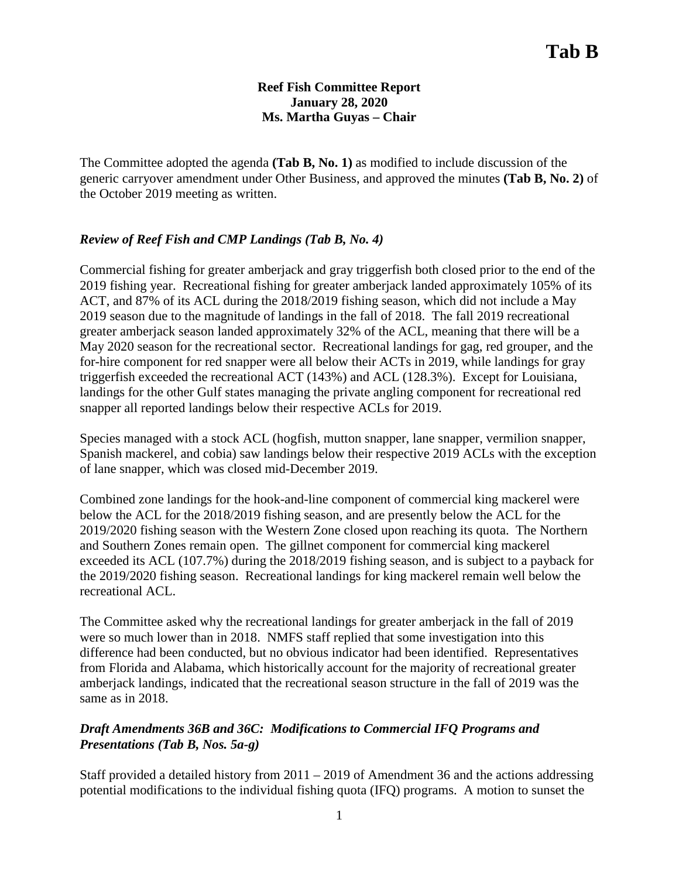# Tab B

**Reef Fish Committee Report**
**January 28, 2020**
**Ms. Martha Guyas – Chair**

The Committee adopted the agenda **(Tab B, No. 1)** as modified to include discussion of the generic carryover amendment under Other Business, and approved the minutes **(Tab B, No. 2)** of the October 2019 meeting as written.

### *Review of Reef Fish and CMP Landings (Tab B, No. 4)*

Commercial fishing for greater amberjack and gray triggerfish both closed prior to the end of the 2019 fishing year. Recreational fishing for greater amberjack landed approximately 105% of its ACT, and 87% of its ACL during the 2018/2019 fishing season, which did not include a May 2019 season due to the magnitude of landings in the fall of 2018. The fall 2019 recreational greater amberjack season landed approximately 32% of the ACL, meaning that there will be a May 2020 season for the recreational sector. Recreational landings for gag, red grouper, and the for-hire component for red snapper were all below their ACTs in 2019, while landings for gray triggerfish exceeded the recreational ACT (143%) and ACL (128.3%). Except for Louisiana, landings for the other Gulf states managing the private angling component for recreational red snapper all reported landings below their respective ACLs for 2019.

Species managed with a stock ACL (hogfish, mutton snapper, lane snapper, vermilion snapper, Spanish mackerel, and cobia) saw landings below their respective 2019 ACLs with the exception of lane snapper, which was closed mid-December 2019.

Combined zone landings for the hook-and-line component of commercial king mackerel were below the ACL for the 2018/2019 fishing season, and are presently below the ACL for the 2019/2020 fishing season with the Western Zone closed upon reaching its quota. The Northern and Southern Zones remain open. The gillnet component for commercial king mackerel exceeded its ACL (107.7%) during the 2018/2019 fishing season, and is subject to a payback for the 2019/2020 fishing season. Recreational landings for king mackerel remain well below the recreational ACL.

The Committee asked why the recreational landings for greater amberjack in the fall of 2019 were so much lower than in 2018. NMFS staff replied that some investigation into this difference had been conducted, but no obvious indicator had been identified. Representatives from Florida and Alabama, which historically account for the majority of recreational greater amberjack landings, indicated that the recreational season structure in the fall of 2019 was the same as in 2018.

### *Draft Amendments 36B and 36C: Modifications to Commercial IFQ Programs and Presentations (Tab B, Nos. 5a-g)*

Staff provided a detailed history from 2011 – 2019 of Amendment 36 and the actions addressing potential modifications to the individual fishing quota (IFQ) programs. A motion to sunset the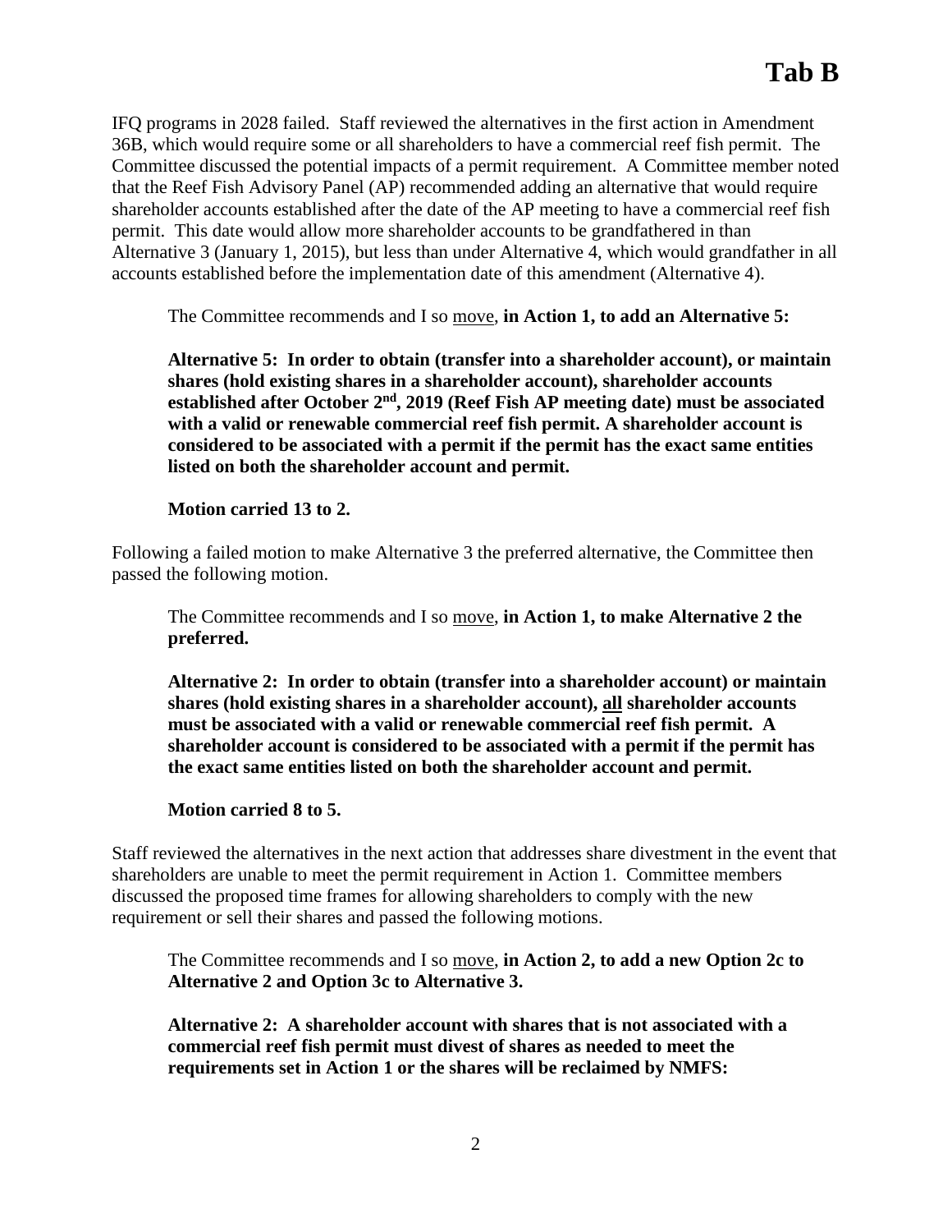IFQ programs in 2028 failed. Staff reviewed the alternatives in the first action in Amendment 36B, which would require some or all shareholders to have a commercial reef fish permit. The Committee discussed the potential impacts of a permit requirement. A Committee member noted that the Reef Fish Advisory Panel (AP) recommended adding an alternative that would require shareholder accounts established after the date of the AP meeting to have a commercial reef fish permit. This date would allow more shareholder accounts to be grandfathered in than Alternative 3 (January 1, 2015), but less than under Alternative 4, which would grandfather in all accounts established before the implementation date of this amendment (Alternative 4).

> The Committee recommends and I so move, **in Action 1, to add an Alternative 5:**
>
> **Alternative 5: In order to obtain (transfer into a shareholder account), or maintain shares (hold existing shares in a shareholder account), shareholder accounts established after October 2nd, 2019 (Reef Fish AP meeting date) must be associated with a valid or renewable commercial reef fish permit. A shareholder account is considered to be associated with a permit if the permit has the exact same entities listed on both the shareholder account and permit.**
>
> **Motion carried 13 to 2.**

Following a failed motion to make Alternative 3 the preferred alternative, the Committee then passed the following motion.

> The Committee recommends and I so move, **in Action 1, to make Alternative 2 the preferred.**
>
> **Alternative 2: In order to obtain (transfer into a shareholder account) or maintain shares (hold existing shares in a shareholder account), all shareholder accounts must be associated with a valid or renewable commercial reef fish permit. A shareholder account is considered to be associated with a permit if the permit has the exact same entities listed on both the shareholder account and permit.**
>
> **Motion carried 8 to 5.**

Staff reviewed the alternatives in the next action that addresses share divestment in the event that shareholders are unable to meet the permit requirement in Action 1. Committee members discussed the proposed time frames for allowing shareholders to comply with the new requirement or sell their shares and passed the following motions.

> The Committee recommends and I so move, **in Action 2, to add a new Option 2c to Alternative 2 and Option 3c to Alternative 3.**
>
> **Alternative 2: A shareholder account with shares that is not associated with a commercial reef fish permit must divest of shares as needed to meet the requirements set in Action 1 or the shares will be reclaimed by NMFS:**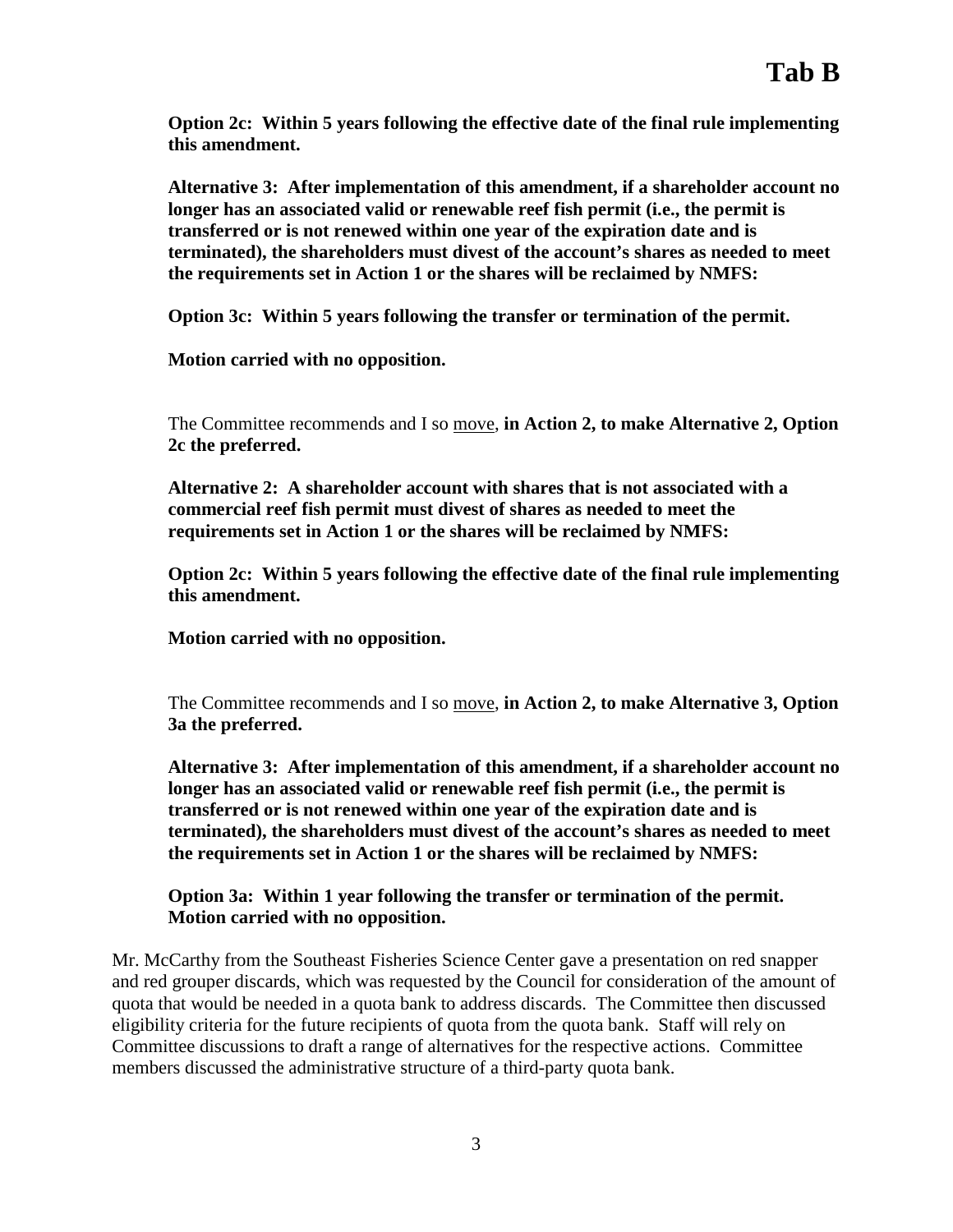**Option 2c: Within 5 years following the effective date of the final rule implementing this amendment.**

**Alternative 3: After implementation of this amendment, if a shareholder account no longer has an associated valid or renewable reef fish permit (i.e., the permit is transferred or is not renewed within one year of the expiration date and is terminated), the shareholders must divest of the account's shares as needed to meet the requirements set in Action 1 or the shares will be reclaimed by NMFS:**

**Option 3c: Within 5 years following the transfer or termination of the permit.**

**Motion carried with no opposition.**

The Committee recommends and I so move, **in Action 2, to make Alternative 2, Option 2c the preferred.**

**Alternative 2: A shareholder account with shares that is not associated with a commercial reef fish permit must divest of shares as needed to meet the requirements set in Action 1 or the shares will be reclaimed by NMFS:**

**Option 2c: Within 5 years following the effective date of the final rule implementing this amendment.**

**Motion carried with no opposition.**

The Committee recommends and I so move, **in Action 2, to make Alternative 3, Option 3a the preferred.**

**Alternative 3: After implementation of this amendment, if a shareholder account no longer has an associated valid or renewable reef fish permit (i.e., the permit is transferred or is not renewed within one year of the expiration date and is terminated), the shareholders must divest of the account's shares as needed to meet the requirements set in Action 1 or the shares will be reclaimed by NMFS:**

**Option 3a: Within 1 year following the transfer or termination of the permit.**
**Motion carried with no opposition.**

Mr. McCarthy from the Southeast Fisheries Science Center gave a presentation on red snapper and red grouper discards, which was requested by the Council for consideration of the amount of quota that would be needed in a quota bank to address discards. The Committee then discussed eligibility criteria for the future recipients of quota from the quota bank. Staff will rely on Committee discussions to draft a range of alternatives for the respective actions. Committee members discussed the administrative structure of a third-party quota bank.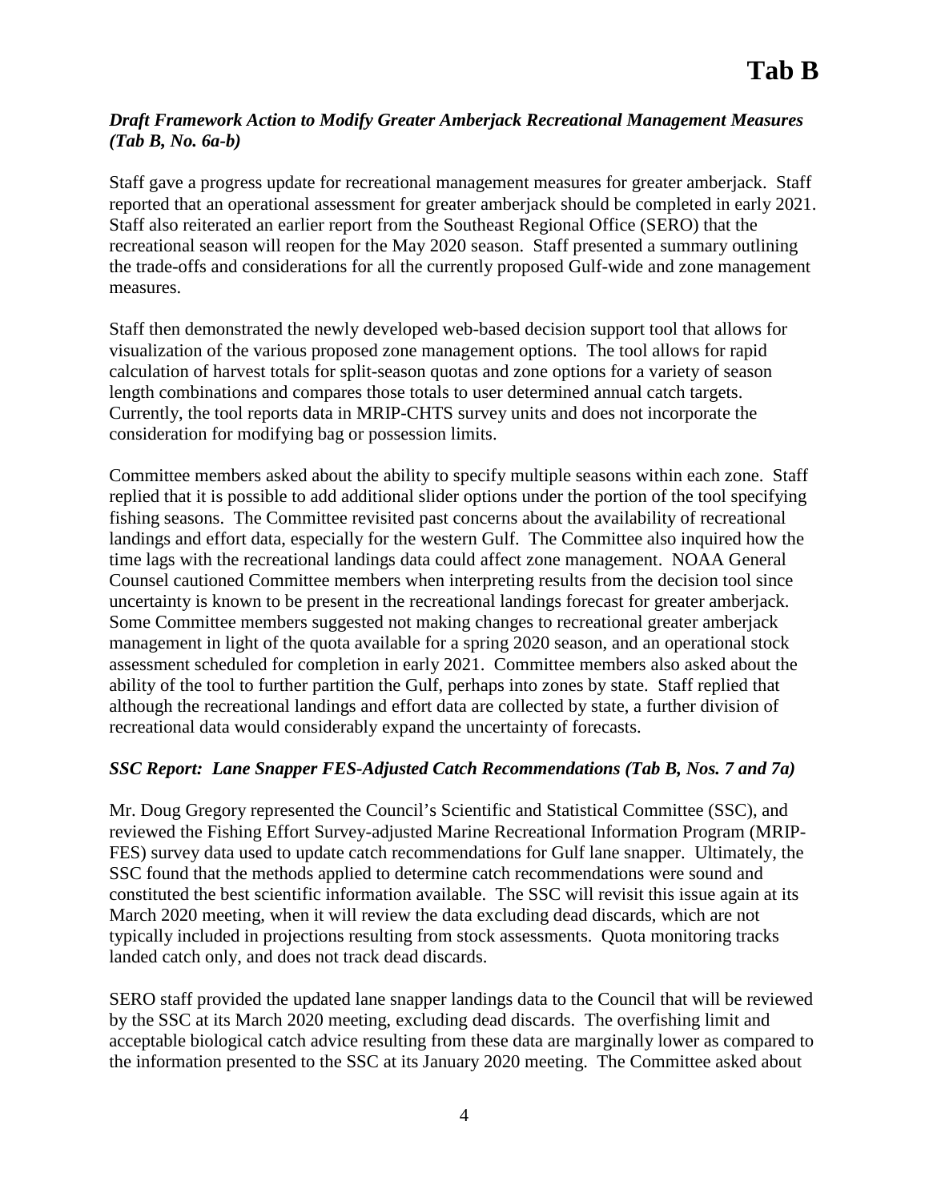***Draft Framework Action to Modify Greater Amberjack Recreational Management Measures (Tab B, No. 6a-b)***

Staff gave a progress update for recreational management measures for greater amberjack. Staff reported that an operational assessment for greater amberjack should be completed in early 2021. Staff also reiterated an earlier report from the Southeast Regional Office (SERO) that the recreational season will reopen for the May 2020 season. Staff presented a summary outlining the trade-offs and considerations for all the currently proposed Gulf-wide and zone management measures.

Staff then demonstrated the newly developed web-based decision support tool that allows for visualization of the various proposed zone management options. The tool allows for rapid calculation of harvest totals for split-season quotas and zone options for a variety of season length combinations and compares those totals to user determined annual catch targets. Currently, the tool reports data in MRIP-CHTS survey units and does not incorporate the consideration for modifying bag or possession limits.

Committee members asked about the ability to specify multiple seasons within each zone. Staff replied that it is possible to add additional slider options under the portion of the tool specifying fishing seasons. The Committee revisited past concerns about the availability of recreational landings and effort data, especially for the western Gulf. The Committee also inquired how the time lags with the recreational landings data could affect zone management. NOAA General Counsel cautioned Committee members when interpreting results from the decision tool since uncertainty is known to be present in the recreational landings forecast for greater amberjack. Some Committee members suggested not making changes to recreational greater amberjack management in light of the quota available for a spring 2020 season, and an operational stock assessment scheduled for completion in early 2021. Committee members also asked about the ability of the tool to further partition the Gulf, perhaps into zones by state. Staff replied that although the recreational landings and effort data are collected by state, a further division of recreational data would considerably expand the uncertainty of forecasts.

***SSC Report: Lane Snapper FES-Adjusted Catch Recommendations (Tab B, Nos. 7 and 7a)***

Mr. Doug Gregory represented the Council's Scientific and Statistical Committee (SSC), and reviewed the Fishing Effort Survey-adjusted Marine Recreational Information Program (MRIP-FES) survey data used to update catch recommendations for Gulf lane snapper. Ultimately, the SSC found that the methods applied to determine catch recommendations were sound and constituted the best scientific information available. The SSC will revisit this issue again at its March 2020 meeting, when it will review the data excluding dead discards, which are not typically included in projections resulting from stock assessments. Quota monitoring tracks landed catch only, and does not track dead discards.

SERO staff provided the updated lane snapper landings data to the Council that will be reviewed by the SSC at its March 2020 meeting, excluding dead discards. The overfishing limit and acceptable biological catch advice resulting from these data are marginally lower as compared to the information presented to the SSC at its January 2020 meeting. The Committee asked about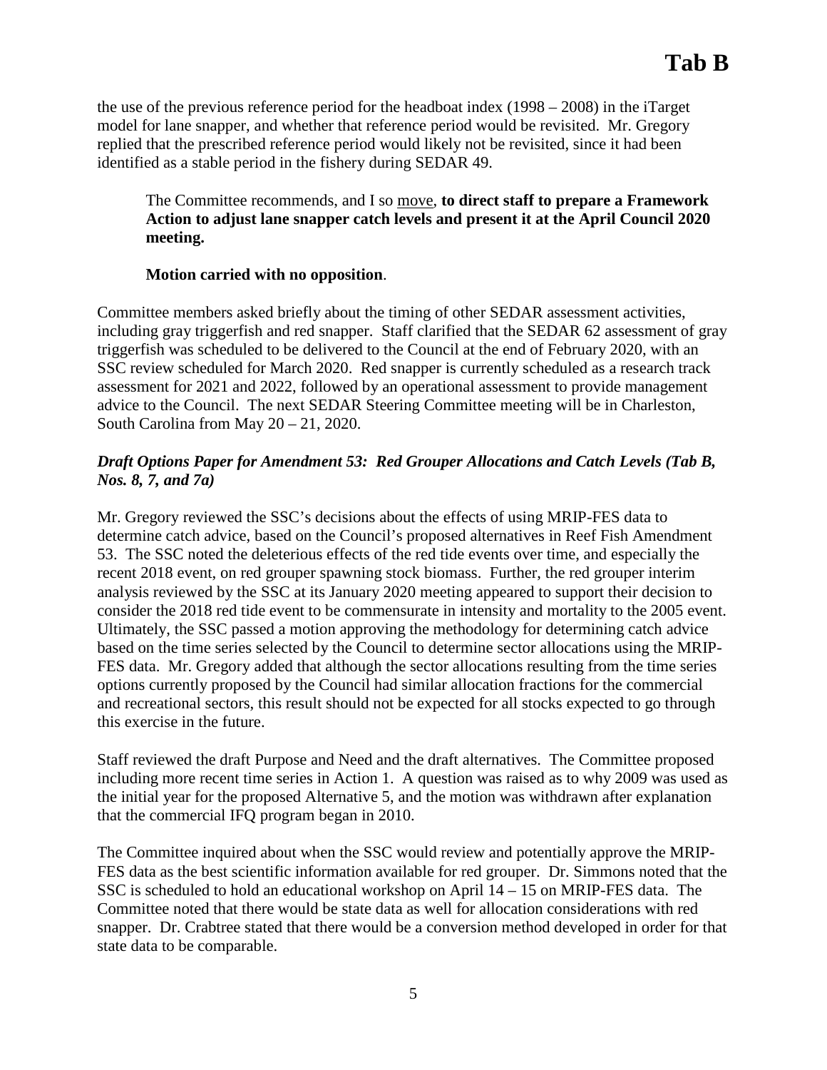the use of the previous reference period for the headboat index (1998 – 2008) in the iTarget model for lane snapper, and whether that reference period would be revisited. Mr. Gregory replied that the prescribed reference period would likely not be revisited, since it had been identified as a stable period in the fishery during SEDAR 49.

> The Committee recommends, and I so move, **to direct staff to prepare a Framework Action to adjust lane snapper catch levels and present it at the April Council 2020 meeting.**
>
> **Motion carried with no opposition**.

Committee members asked briefly about the timing of other SEDAR assessment activities, including gray triggerfish and red snapper. Staff clarified that the SEDAR 62 assessment of gray triggerfish was scheduled to be delivered to the Council at the end of February 2020, with an SSC review scheduled for March 2020. Red snapper is currently scheduled as a research track assessment for 2021 and 2022, followed by an operational assessment to provide management advice to the Council. The next SEDAR Steering Committee meeting will be in Charleston, South Carolina from May 20 – 21, 2020.

***Draft Options Paper for Amendment 53: Red Grouper Allocations and Catch Levels (Tab B, Nos. 8, 7, and 7a)***

Mr. Gregory reviewed the SSC's decisions about the effects of using MRIP-FES data to determine catch advice, based on the Council's proposed alternatives in Reef Fish Amendment 53. The SSC noted the deleterious effects of the red tide events over time, and especially the recent 2018 event, on red grouper spawning stock biomass. Further, the red grouper interim analysis reviewed by the SSC at its January 2020 meeting appeared to support their decision to consider the 2018 red tide event to be commensurate in intensity and mortality to the 2005 event. Ultimately, the SSC passed a motion approving the methodology for determining catch advice based on the time series selected by the Council to determine sector allocations using the MRIP-FES data. Mr. Gregory added that although the sector allocations resulting from the time series options currently proposed by the Council had similar allocation fractions for the commercial and recreational sectors, this result should not be expected for all stocks expected to go through this exercise in the future.

Staff reviewed the draft Purpose and Need and the draft alternatives. The Committee proposed including more recent time series in Action 1. A question was raised as to why 2009 was used as the initial year for the proposed Alternative 5, and the motion was withdrawn after explanation that the commercial IFQ program began in 2010.

The Committee inquired about when the SSC would review and potentially approve the MRIP-FES data as the best scientific information available for red grouper. Dr. Simmons noted that the SSC is scheduled to hold an educational workshop on April 14 – 15 on MRIP-FES data. The Committee noted that there would be state data as well for allocation considerations with red snapper. Dr. Crabtree stated that there would be a conversion method developed in order for that state data to be comparable.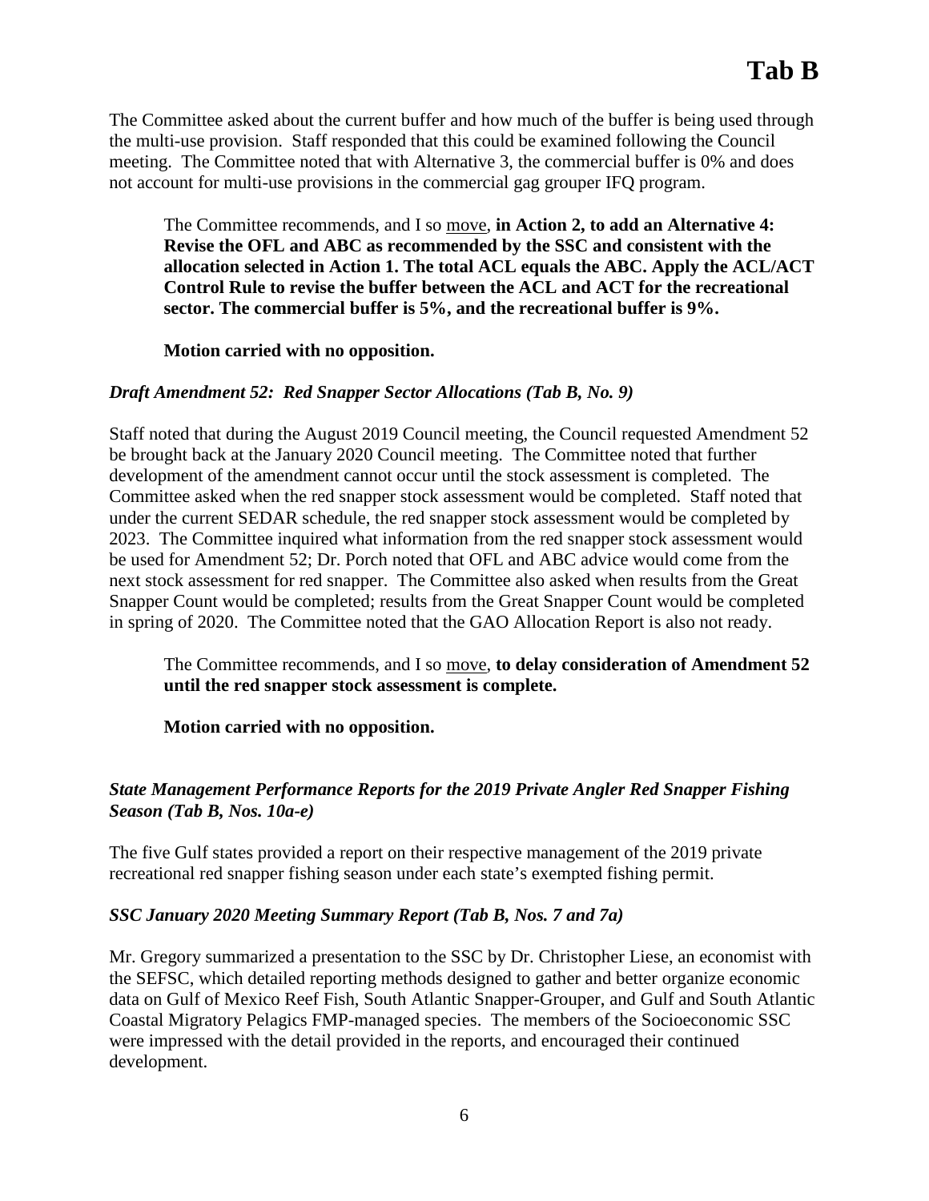The Committee asked about the current buffer and how much of the buffer is being used through the multi-use provision. Staff responded that this could be examined following the Council meeting. The Committee noted that with Alternative 3, the commercial buffer is 0% and does not account for multi-use provisions in the commercial gag grouper IFQ program.

> The Committee recommends, and I so move, **in Action 2, to add an Alternative 4: Revise the OFL and ABC as recommended by the SSC and consistent with the allocation selected in Action 1. The total ACL equals the ABC. Apply the ACL/ACT Control Rule to revise the buffer between the ACL and ACT for the recreational sector. The commercial buffer is 5%, and the recreational buffer is 9%.**
>
> **Motion carried with no opposition.**

### *Draft Amendment 52: Red Snapper Sector Allocations (Tab B, No. 9)*

Staff noted that during the August 2019 Council meeting, the Council requested Amendment 52 be brought back at the January 2020 Council meeting. The Committee noted that further development of the amendment cannot occur until the stock assessment is completed. The Committee asked when the red snapper stock assessment would be completed. Staff noted that under the current SEDAR schedule, the red snapper stock assessment would be completed by 2023. The Committee inquired what information from the red snapper stock assessment would be used for Amendment 52; Dr. Porch noted that OFL and ABC advice would come from the next stock assessment for red snapper. The Committee also asked when results from the Great Snapper Count would be completed; results from the Great Snapper Count would be completed in spring of 2020. The Committee noted that the GAO Allocation Report is also not ready.

> The Committee recommends, and I so move, **to delay consideration of Amendment 52 until the red snapper stock assessment is complete.**
>
> **Motion carried with no opposition.**

### *State Management Performance Reports for the 2019 Private Angler Red Snapper Fishing Season (Tab B, Nos. 10a-e)*

The five Gulf states provided a report on their respective management of the 2019 private recreational red snapper fishing season under each state's exempted fishing permit.

### *SSC January 2020 Meeting Summary Report (Tab B, Nos. 7 and 7a)*

Mr. Gregory summarized a presentation to the SSC by Dr. Christopher Liese, an economist with the SEFSC, which detailed reporting methods designed to gather and better organize economic data on Gulf of Mexico Reef Fish, South Atlantic Snapper-Grouper, and Gulf and South Atlantic Coastal Migratory Pelagics FMP-managed species. The members of the Socioeconomic SSC were impressed with the detail provided in the reports, and encouraged their continued development.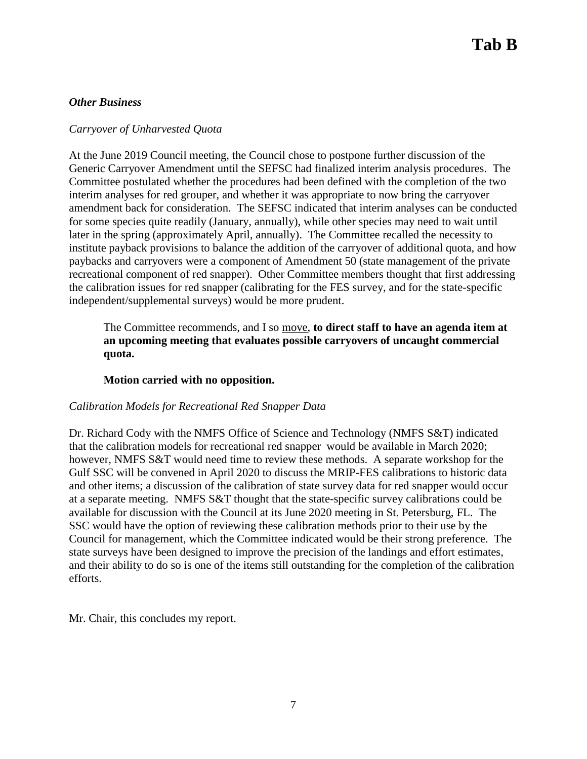# Tab B

***Other Business***

*Carryover of Unharvested Quota*

At the June 2019 Council meeting, the Council chose to postpone further discussion of the Generic Carryover Amendment until the SEFSC had finalized interim analysis procedures. The Committee postulated whether the procedures had been defined with the completion of the two interim analyses for red grouper, and whether it was appropriate to now bring the carryover amendment back for consideration. The SEFSC indicated that interim analyses can be conducted for some species quite readily (January, annually), while other species may need to wait until later in the spring (approximately April, annually). The Committee recalled the necessity to institute payback provisions to balance the addition of the carryover of additional quota, and how paybacks and carryovers were a component of Amendment 50 (state management of the private recreational component of red snapper). Other Committee members thought that first addressing the calibration issues for red snapper (calibrating for the FES survey, and for the state-specific independent/supplemental surveys) would be more prudent.

> The Committee recommends, and I so move, **to direct staff to have an agenda item at an upcoming meeting that evaluates possible carryovers of uncaught commercial quota.**
>
> **Motion carried with no opposition.**

*Calibration Models for Recreational Red Snapper Data*

Dr. Richard Cody with the NMFS Office of Science and Technology (NMFS S&T) indicated that the calibration models for recreational red snapper would be available in March 2020; however, NMFS S&T would need time to review these methods. A separate workshop for the Gulf SSC will be convened in April 2020 to discuss the MRIP-FES calibrations to historic data and other items; a discussion of the calibration of state survey data for red snapper would occur at a separate meeting. NMFS S&T thought that the state-specific survey calibrations could be available for discussion with the Council at its June 2020 meeting in St. Petersburg, FL. The SSC would have the option of reviewing these calibration methods prior to their use by the Council for management, which the Committee indicated would be their strong preference. The state surveys have been designed to improve the precision of the landings and effort estimates, and their ability to do so is one of the items still outstanding for the completion of the calibration efforts.

Mr. Chair, this concludes my report.